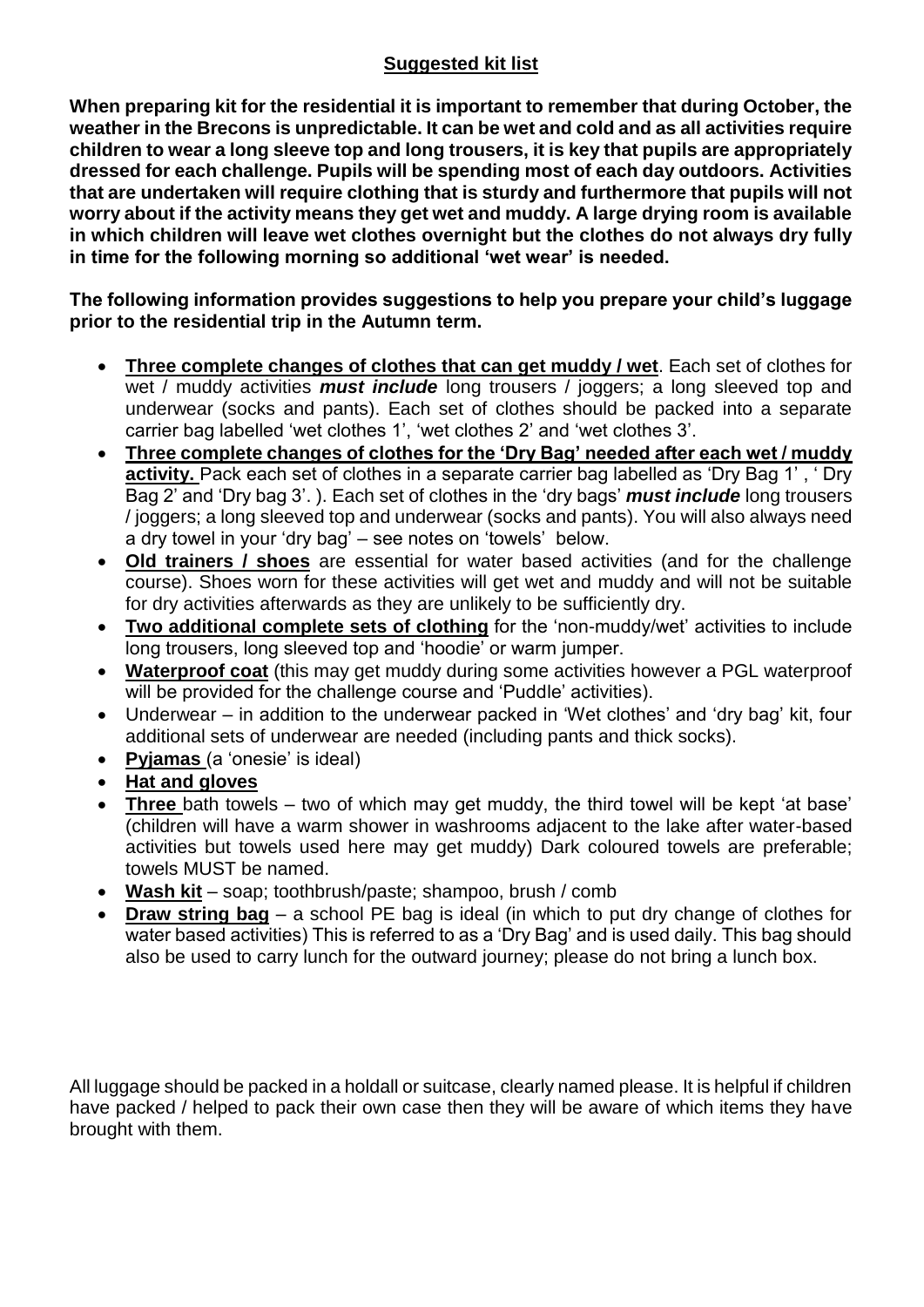## Suggested kit list

**When preparing kit for the residential it is important to remember that during October, the weather in the Brecons is unpredictable. It can be wet and cold and as all activities require children to wear a long sleeve top and long trousers, it is key that pupils are appropriately dressed for each challenge. Pupils will be spending most of each day outdoors. Activities that are undertaken will require clothing that is sturdy and furthermore that pupils will not worry about if the activity means they get wet and muddy. A large drying room is available in which children will leave wet clothes overnight but the clothes do not always dry fully in time for the following morning so additional 'wet wear' is needed.**

**The following information provides suggestions to help you prepare your child's luggage prior to the residential trip in the Autumn term.**

- **Three complete changes of clothes that can get muddy / wet**. Each set of clothes for wet / muddy activities ***must include*** long trousers / joggers; a long sleeved top and underwear (socks and pants). Each set of clothes should be packed into a separate carrier bag labelled 'wet clothes 1', 'wet clothes 2' and 'wet clothes 3'.
- **Three complete changes of clothes for the 'Dry Bag' needed after each wet / muddy activity.** Pack each set of clothes in a separate carrier bag labelled as 'Dry Bag 1' , ' Dry Bag 2' and 'Dry bag 3'. ). Each set of clothes in the 'dry bags' ***must include*** long trousers / joggers; a long sleeved top and underwear (socks and pants). You will also always need a dry towel in your 'dry bag' – see notes on 'towels' below.
- **Old trainers / shoes** are essential for water based activities (and for the challenge course). Shoes worn for these activities will get wet and muddy and will not be suitable for dry activities afterwards as they are unlikely to be sufficiently dry.
- **Two additional complete sets of clothing** for the 'non-muddy/wet' activities to include long trousers, long sleeved top and 'hoodie' or warm jumper.
- **Waterproof coat** (this may get muddy during some activities however a PGL waterproof will be provided for the challenge course and 'Puddle' activities).
- Underwear – in addition to the underwear packed in 'Wet clothes' and 'dry bag' kit, four additional sets of underwear are needed (including pants and thick socks).
- **Pyjamas** (a 'onesie' is ideal)
- **Hat and gloves**
- **Three** bath towels – two of which may get muddy, the third towel will be kept 'at base' (children will have a warm shower in washrooms adjacent to the lake after water-based activities but towels used here may get muddy) Dark coloured towels are preferable; towels MUST be named.
- **Wash kit** – soap; toothbrush/paste; shampoo, brush / comb
- **Draw string bag** – a school PE bag is ideal (in which to put dry change of clothes for water based activities) This is referred to as a 'Dry Bag' and is used daily. This bag should also be used to carry lunch for the outward journey; please do not bring a lunch box.

All luggage should be packed in a holdall or suitcase, clearly named please. It is helpful if children have packed / helped to pack their own case then they will be aware of which items they have brought with them.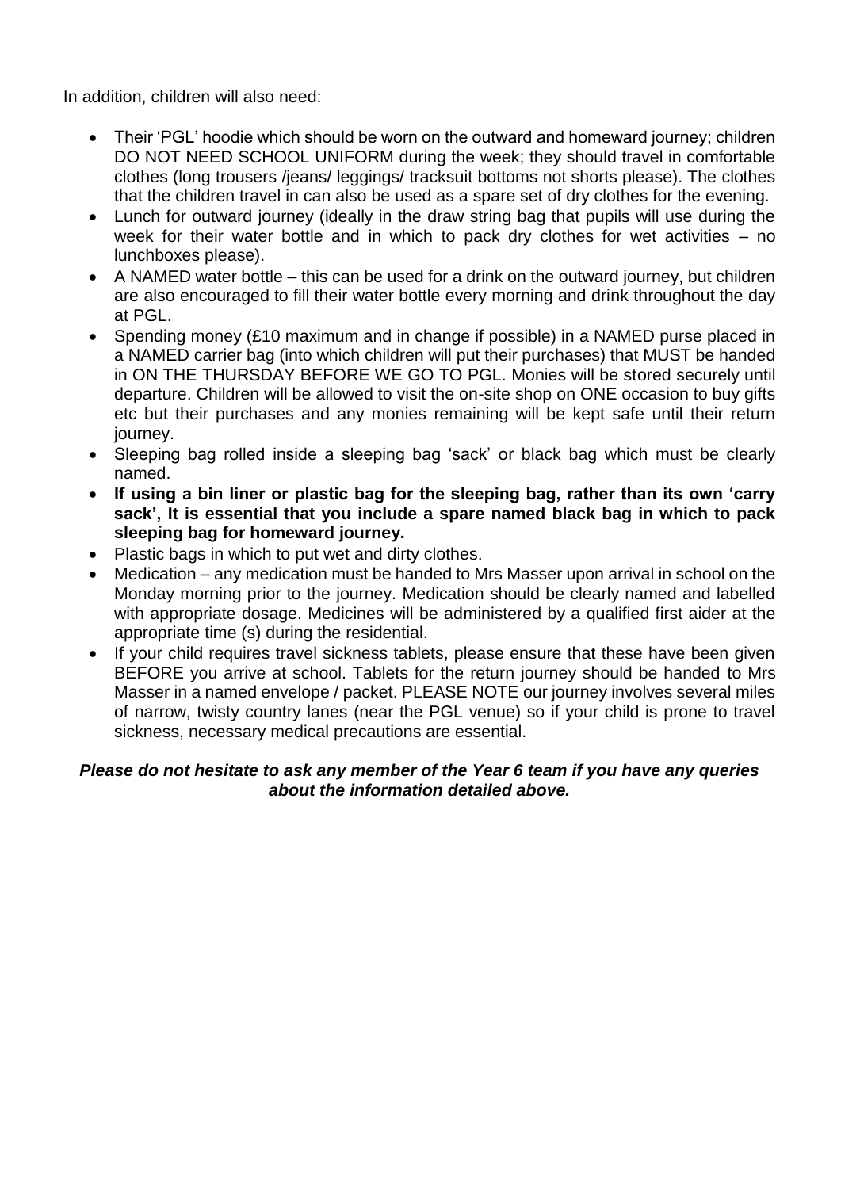In addition, children will also need:

- Their 'PGL' hoodie which should be worn on the outward and homeward journey; children DO NOT NEED SCHOOL UNIFORM during the week; they should travel in comfortable clothes (long trousers /jeans/ leggings/ tracksuit bottoms not shorts please). The clothes that the children travel in can also be used as a spare set of dry clothes for the evening.
- Lunch for outward journey (ideally in the draw string bag that pupils will use during the week for their water bottle and in which to pack dry clothes for wet activities – no lunchboxes please).
- A NAMED water bottle – this can be used for a drink on the outward journey, but children are also encouraged to fill their water bottle every morning and drink throughout the day at PGL.
- Spending money (£10 maximum and in change if possible) in a NAMED purse placed in a NAMED carrier bag (into which children will put their purchases) that MUST be handed in ON THE THURSDAY BEFORE WE GO TO PGL. Monies will be stored securely until departure. Children will be allowed to visit the on-site shop on ONE occasion to buy gifts etc but their purchases and any monies remaining will be kept safe until their return journey.
- Sleeping bag rolled inside a sleeping bag 'sack' or black bag which must be clearly named.
- **If using a bin liner or plastic bag for the sleeping bag, rather than its own 'carry sack', It is essential that you include a spare named black bag in which to pack sleeping bag for homeward journey.**
- Plastic bags in which to put wet and dirty clothes.
- Medication – any medication must be handed to Mrs Masser upon arrival in school on the Monday morning prior to the journey. Medication should be clearly named and labelled with appropriate dosage. Medicines will be administered by a qualified first aider at the appropriate time (s) during the residential.
- If your child requires travel sickness tablets, please ensure that these have been given BEFORE you arrive at school. Tablets for the return journey should be handed to Mrs Masser in a named envelope / packet. PLEASE NOTE our journey involves several miles of narrow, twisty country lanes (near the PGL venue) so if your child is prone to travel sickness, necessary medical precautions are essential.

***Please do not hesitate to ask any member of the Year 6 team if you have any queries about the information detailed above.***